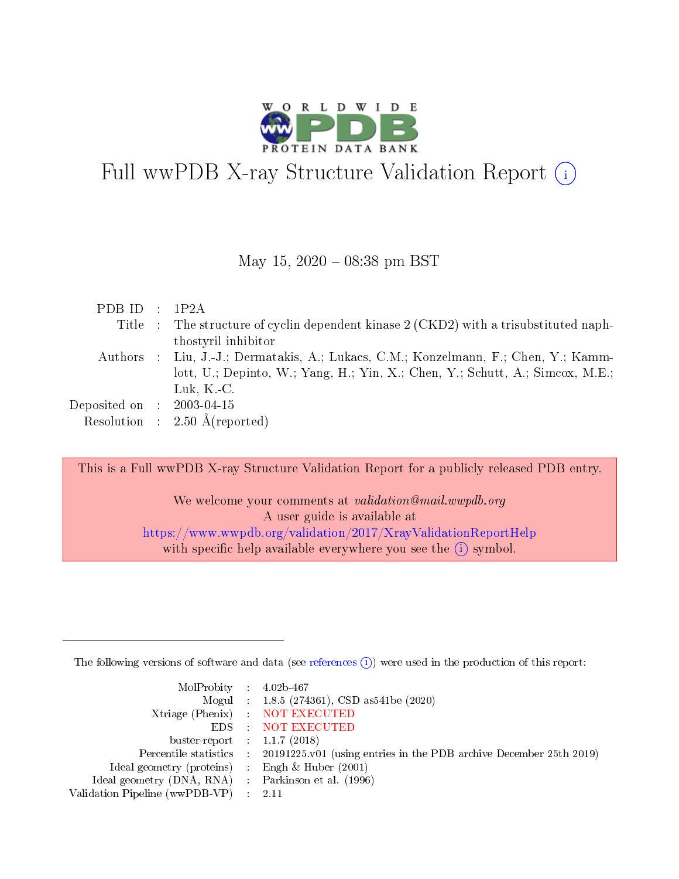# Full wwPDB X-ray Structure Validation Report

May 15, 2020 – 08:38 pm BST

| | | |
|---|---|---|
| PDB ID | : | 1P2A |
| Title | : | The structure of cyclin dependent kinase 2 (CKD2) with a trisubstituted naphthostyril inhibitor |
| Authors | : | Liu, J.-J.; Dermatakis, A.; Lukacs, C.M.; Konzelmann, F.; Chen, Y.; Kammlott, U.; Depinto, W.; Yang, H.; Yin, X.; Chen, Y.; Schutt, A.; Simcox, M.E.; Luk, K.-C. |
| Deposited on | : | 2003-04-15 |
| Resolution | : | 2.50 Å(reported) |

This is a Full wwPDB X-ray Structure Validation Report for a publicly released PDB entry.

We welcome your comments at *validation@mail.wwpdb.org*
A user guide is available at
https://www.wwpdb.org/validation/2017/XrayValidationReportHelp
with specific help available everywhere you see the (i) symbol.

The following versions of software and data (see references (i)) were used in the production of this report:

| | | |
|---|---|---|
| MolProbity | : | 4.02b-467 |
| Mogul | : | 1.8.5 (274361), CSD as541be (2020) |
| Xtriage (Phenix) | : | NOT EXECUTED |
| EDS | : | NOT EXECUTED |
| buster-report | : | 1.1.7 (2018) |
| Percentile statistics | : | 20191225.v01 (using entries in the PDB archive December 25th 2019) |
| Ideal geometry (proteins) | : | Engh & Huber (2001) |
| Ideal geometry (DNA, RNA) | : | Parkinson et al. (1996) |
| Validation Pipeline (wwPDB-VP) | : | 2.11 |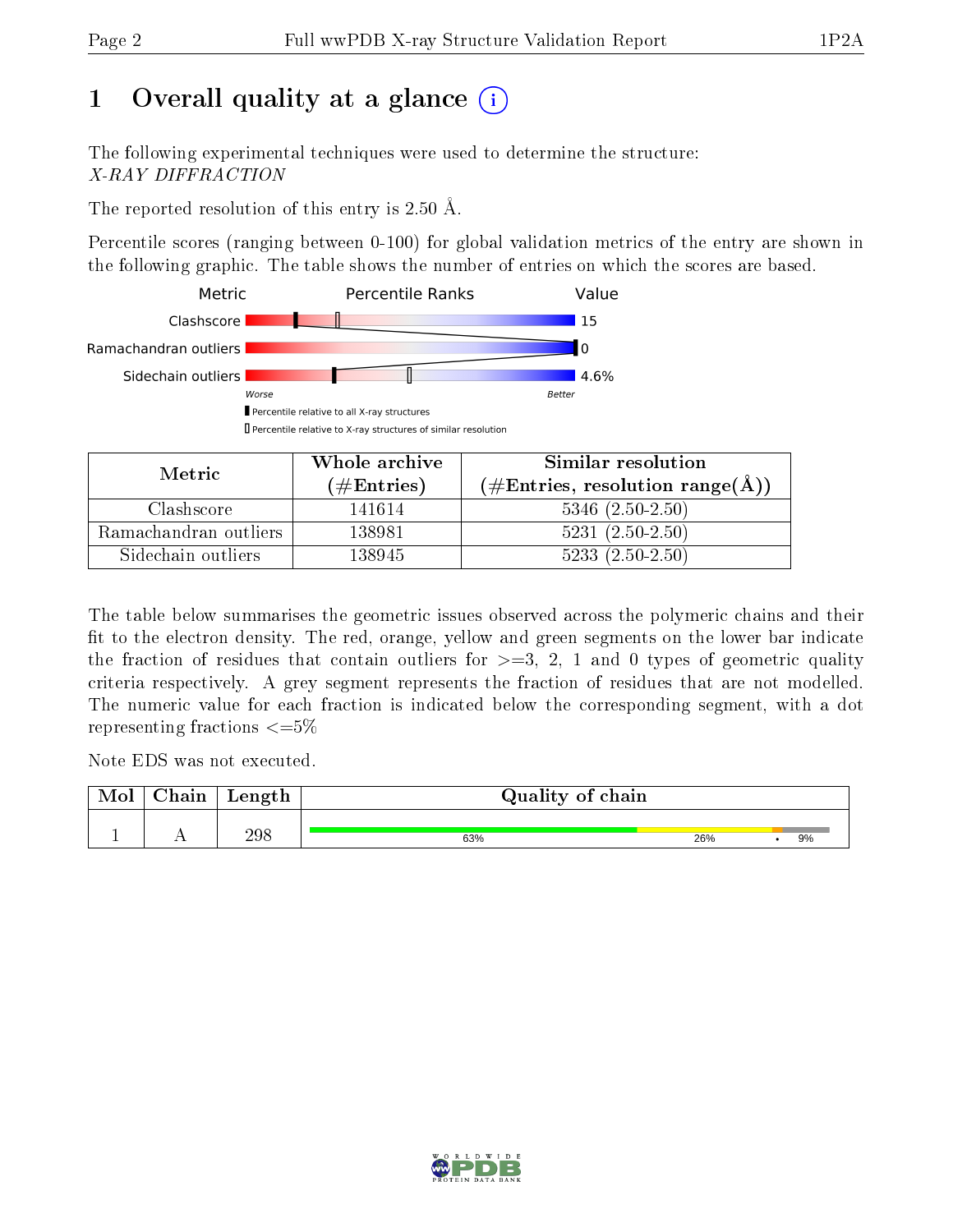# 1 Overall quality at a glance

The following experimental techniques were used to determine the structure:
*X-RAY DIFFRACTION*

The reported resolution of this entry is 2.50 Å.

Percentile scores (ranging between 0-100) for global validation metrics of the entry are shown in the following graphic. The table shows the number of entries on which the scores are based.

| Metric | Value |
|---|---|
| Clashscore | 15 |
| Ramachandran outliers | 0 |
| Sidechain outliers | 4.6% |

Percentile relative to all X-ray structures
Percentile relative to X-ray structures of similar resolution

| Metric | Whole archive (#Entries) | Similar resolution (#Entries, resolution range(Å)) |
|---|---|---|
| Clashscore | 141614 | 5346 (2.50-2.50) |
| Ramachandran outliers | 138981 | 5231 (2.50-2.50) |
| Sidechain outliers | 138945 | 5233 (2.50-2.50) |

The table below summarises the geometric issues observed across the polymeric chains and their fit to the electron density. The red, orange, yellow and green segments on the lower bar indicate the fraction of residues that contain outliers for >=3, 2, 1 and 0 types of geometric quality criteria respectively. A grey segment represents the fraction of residues that are not modelled. The numeric value for each fraction is indicated below the corresponding segment, with a dot representing fractions <=5%

Note EDS was not executed.

| Mol | Chain | Length | Quality of chain |
|---|---|---|---|
| 1 | A | 298 | 63% 26% • 9% |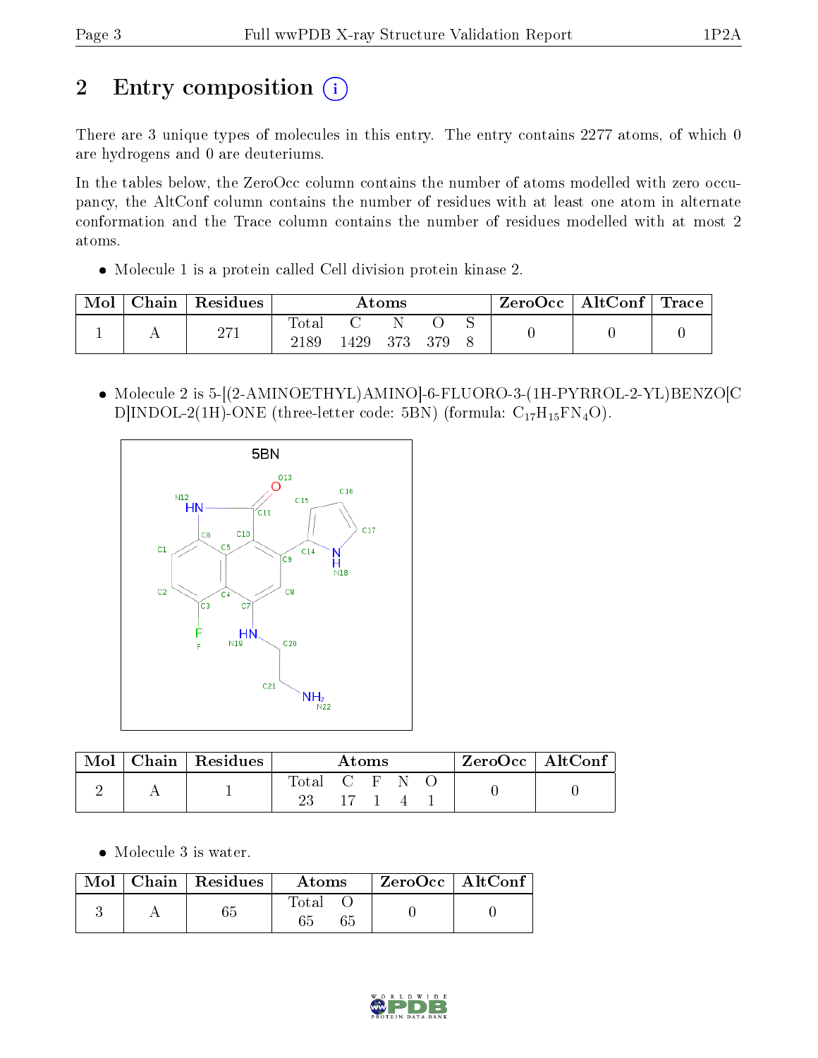# 2 Entry composition

There are 3 unique types of molecules in this entry. The entry contains 2277 atoms, of which 0 are hydrogens and 0 are deuteriums.

In the tables below, the ZeroOcc column contains the number of atoms modelled with zero occupancy, the AltConf column contains the number of residues with at least one atom in alternate conformation and the Trace column contains the number of residues modelled with at most 2 atoms.

- Molecule 1 is a protein called Cell division protein kinase 2.

| Mol | Chain | Residues | Atoms | | | | | ZeroOcc | AltConf | Trace |
|---|---|---|---|---|---|---|---|---|---|---|
| 1 | A | 271 | Total 2189 | C 1429 | N 373 | O 379 | S 8 | 0 | 0 | 0 |

- Molecule 2 is 5-[(2-AMINOETHYL)AMINO]-6-FLUORO-3-(1H-PYRROL-2-YL)BENZO[CD]INDOL-2(1H)-ONE (three-letter code: 5BN) (formula: $C_{17}H_{15}FN_{4}O$).

| Mol | Chain | Residues | Atoms | | | | | ZeroOcc | AltConf |
|---|---|---|---|---|---|---|---|---|---|
| 2 | A | 1 | Total 23 | C 17 | F 1 | N 4 | O 1 | 0 | 0 |

- Molecule 3 is water.

| Mol | Chain | Residues | Atoms | | ZeroOcc | AltConf |
|---|---|---|---|---|---|---|
| 3 | A | 65 | Total 65 | O 65 | 0 | 0 |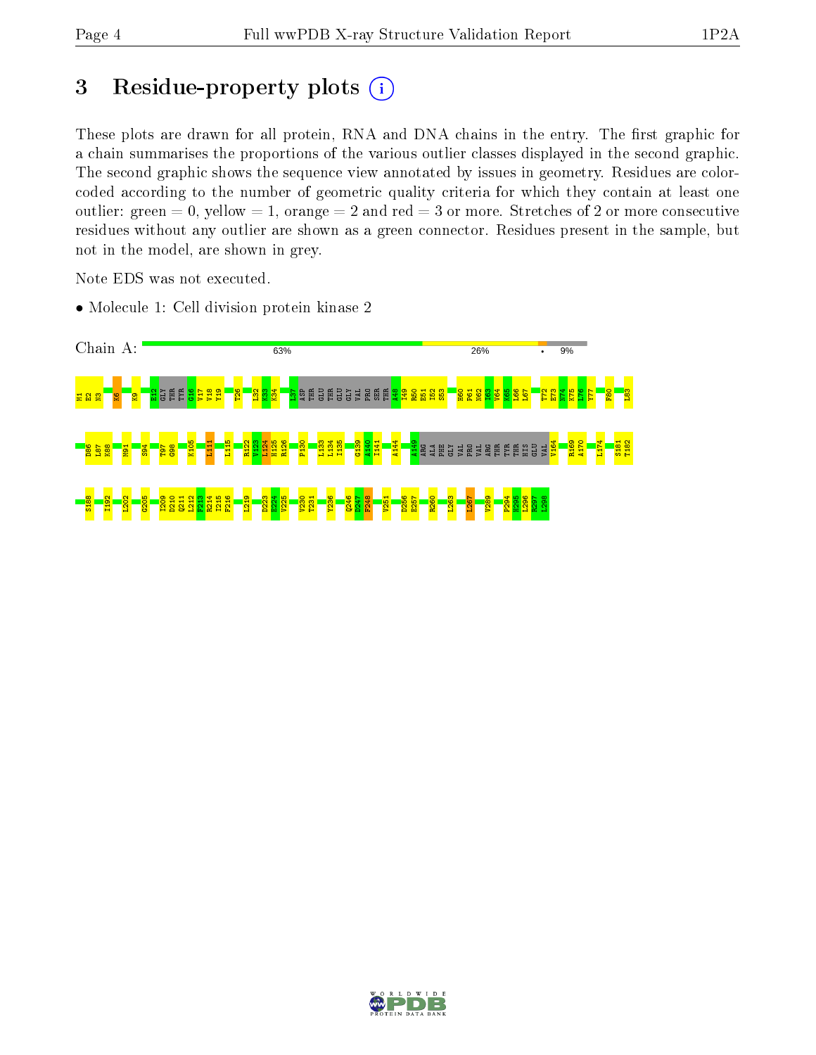# 3 Residue-property plots

These plots are drawn for all protein, RNA and DNA chains in the entry. The first graphic for a chain summarises the proportions of the various outlier classes displayed in the second graphic. The second graphic shows the sequence view annotated by issues in geometry. Residues are color-coded according to the number of geometric quality criteria for which they contain at least one outlier: green = 0, yellow = 1, orange = 2 and red = 3 or more. Stretches of 2 or more consecutive residues without any outlier are shown as a green connector. Residues present in the sample, but not in the model, are shown in grey.

Note EDS was not executed.

- Molecule 1: Cell division protein kinase 2

Chain A: 63% 26% • 9%

M1 E2 N3 K6 K9 E12 GLY THR TYR G16 V17 V18 Y19 T26 I32 K33 K34 I37 ASP THR GLU THR GLU GLY VAL PRO SER THR A48 I49 R50 E51 I52 S53 H60 P61 N62 I63 V64 K65 L66 L67 T72 E73 N74 K75 L76 Y77 F80 L83 D86 L87 K88 M91 S94 T97 G98 K105 L111 L115 R122 V123 L124 H125 R126 P130 L133 L134 I135 G139 A140 I141 A144 A149 ARG ALA PHE GLY VAL PRO VAL ARG THR TYR THR HIS GLU VAL V164 R169 A170 L174 S181 T182 S188 I192 L202 G205 I209 D210 Q211 L212 F213 R214 I215 F216 L219 D223 E224 V225 V230 T231 Y236 Q246 D247 F248 V251 D256 E257 R260 L263 L267 V289 P294 H295 L296 R297 L298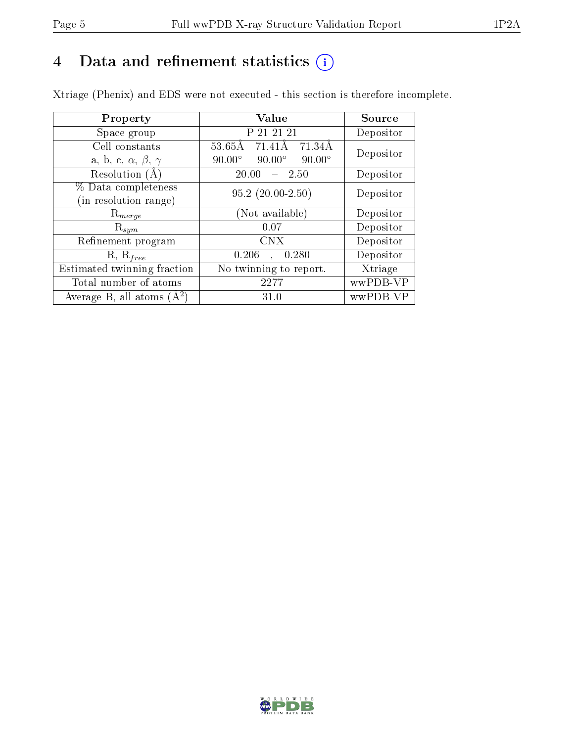# 4 Data and refinement statistics (i)

Xtriage (Phenix) and EDS were not executed - this section is therefore incomplete.

| Property | Value | Source |
|---|---|---|
| Space group | P 21 21 21 | Depositor |
| Cell constants<br>a, b, c, $\alpha$, $\beta$, $\gamma$ | 53.65Å 71.41Å 71.34Å<br>90.00° 90.00° 90.00° | Depositor |
| Resolution (Å) | 20.00 – 2.50 | Depositor |
| % Data completeness<br>(in resolution range) | 95.2 (20.00-2.50) | Depositor |
| $R_{merge}$ | (Not available) | Depositor |
| $R_{sym}$ | 0.07 | Depositor |
| Refinement program | CNX | Depositor |
| R, $R_{free}$ | 0.206 , 0.280 | Depositor |
| Estimated twinning fraction | No twinning to report. | Xtriage |
| Total number of atoms | 2277 | wwPDB-VP |
| Average B, all atoms (Å$^2$) | 31.0 | wwPDB-VP |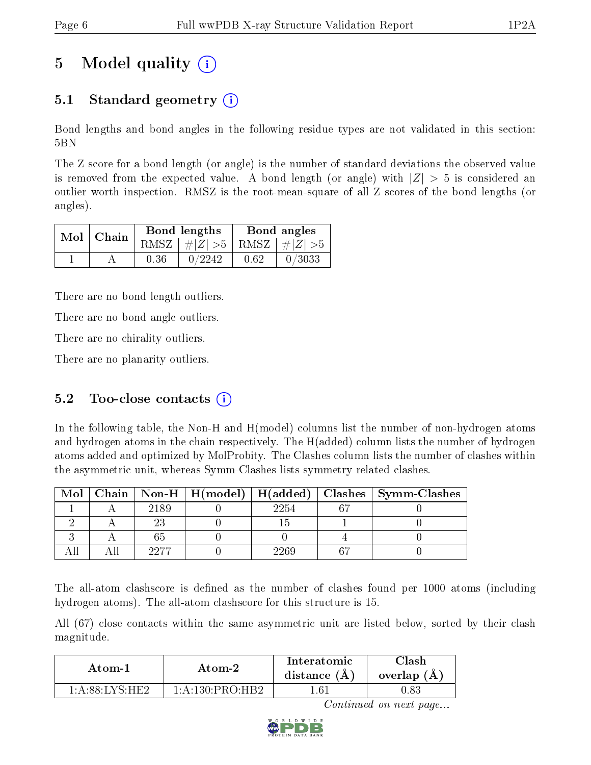# 5 Model quality (i)

## 5.1 Standard geometry (i)

Bond lengths and bond angles in the following residue types are not validated in this section: 5BN

The Z score for a bond length (or angle) is the number of standard deviations the observed value is removed from the expected value. A bond length (or angle) with $|Z| > 5$ is considered an outlier worth inspection. RMSZ is the root-mean-square of all Z scores of the bond lengths (or angles).

| Mol | Chain | Bond lengths | | Bond angles | |
|---|---|---|---|---|---|
| | | RMSZ | $\#\|Z\| > 5$ | RMSZ | $\#\|Z\| > 5$ |
| 1 | A | 0.36 | 0/2242 | 0.62 | 0/3033 |

There are no bond length outliers.

There are no bond angle outliers.

There are no chirality outliers.

There are no planarity outliers.

## 5.2 Too-close contacts (i)

In the following table, the Non-H and H(model) columns list the number of non-hydrogen atoms and hydrogen atoms in the chain respectively. The H(added) column lists the number of hydrogen atoms added and optimized by MolProbity. The Clashes column lists the number of clashes within the asymmetric unit, whereas Symm-Clashes lists symmetry related clashes.

| Mol | Chain | Non-H | H(model) | H(added) | Clashes | Symm-Clashes |
|---|---|---|---|---|---|---|
| 1 | A | 2189 | 0 | 2254 | 67 | 0 |
| 2 | A | 23 | 0 | 15 | 1 | 0 |
| 3 | A | 65 | 0 | 0 | 4 | 0 |
| All | All | 2277 | 0 | 2269 | 67 | 0 |

The all-atom clashscore is defined as the number of clashes found per 1000 atoms (including hydrogen atoms). The all-atom clashscore for this structure is 15.

All (67) close contacts within the same asymmetric unit are listed below, sorted by their clash magnitude.

| Atom-1 | Atom-2 | Interatomic distance (Å) | Clash overlap (Å) |
|---|---|---|---|
| 1:A:88:LYS:HE2 | 1:A:130:PRO:HB2 | 1.61 | 0.83 |

*Continued on next page...*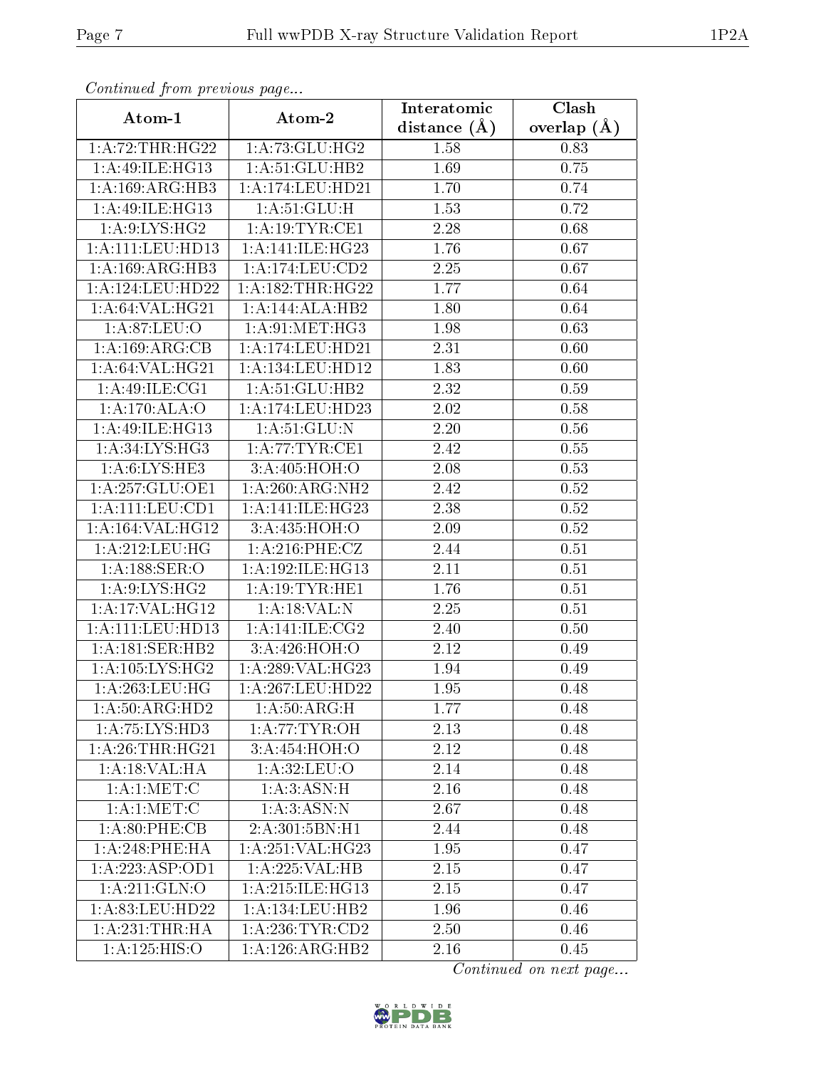*Continued from previous page...*

| Atom-1 | Atom-2 | Interatomic distance (Å) | Clash overlap (Å) |
| --- | --- | --- | --- |
| 1:A:72:THR:HG22 | 1:A:73:GLU:HG2 | 1.58 | 0.83 |
| 1:A:49:ILE:HG13 | 1:A:51:GLU:HB2 | 1.69 | 0.75 |
| 1:A:169:ARG:HB3 | 1:A:174:LEU:HD21 | 1.70 | 0.74 |
| 1:A:49:ILE:HG13 | 1:A:51:GLU:H | 1.53 | 0.72 |
| 1:A:9:LYS:HG2 | 1:A:19:TYR:CE1 | 2.28 | 0.68 |
| 1:A:111:LEU:HD13 | 1:A:141:ILE:HG23 | 1.76 | 0.67 |
| 1:A:169:ARG:HB3 | 1:A:174:LEU:CD2 | 2.25 | 0.67 |
| 1:A:124:LEU:HD22 | 1:A:182:THR:HG22 | 1.77 | 0.64 |
| 1:A:64:VAL:HG21 | 1:A:144:ALA:HB2 | 1.80 | 0.64 |
| 1:A:87:LEU:O | 1:A:91:MET:HG3 | 1.98 | 0.63 |
| 1:A:169:ARG:CB | 1:A:174:LEU:HD21 | 2.31 | 0.60 |
| 1:A:64:VAL:HG21 | 1:A:134:LEU:HD12 | 1.83 | 0.60 |
| 1:A:49:ILE:CG1 | 1:A:51:GLU:HB2 | 2.32 | 0.59 |
| 1:A:170:ALA:O | 1:A:174:LEU:HD23 | 2.02 | 0.58 |
| 1:A:49:ILE:HG13 | 1:A:51:GLU:N | 2.20 | 0.56 |
| 1:A:34:LYS:HG3 | 1:A:77:TYR:CE1 | 2.42 | 0.55 |
| 1:A:6:LYS:HE3 | 3:A:405:HOH:O | 2.08 | 0.53 |
| 1:A:257:GLU:OE1 | 1:A:260:ARG:NH2 | 2.42 | 0.52 |
| 1:A:111:LEU:CD1 | 1:A:141:ILE:HG23 | 2.38 | 0.52 |
| 1:A:164:VAL:HG12 | 3:A:435:HOH:O | 2.09 | 0.52 |
| 1:A:212:LEU:HG | 1:A:216:PHE:CZ | 2.44 | 0.51 |
| 1:A:188:SER:O | 1:A:192:ILE:HG13 | 2.11 | 0.51 |
| 1:A:9:LYS:HG2 | 1:A:19:TYR:HE1 | 1.76 | 0.51 |
| 1:A:17:VAL:HG12 | 1:A:18:VAL:N | 2.25 | 0.51 |
| 1:A:111:LEU:HD13 | 1:A:141:ILE:CG2 | 2.40 | 0.50 |
| 1:A:181:SER:HB2 | 3:A:426:HOH:O | 2.12 | 0.49 |
| 1:A:105:LYS:HG2 | 1:A:289:VAL:HG23 | 1.94 | 0.49 |
| 1:A:263:LEU:HG | 1:A:267:LEU:HD22 | 1.95 | 0.48 |
| 1:A:50:ARG:HD2 | 1:A:50:ARG:H | 1.77 | 0.48 |
| 1:A:75:LYS:HD3 | 1:A:77:TYR:OH | 2.13 | 0.48 |
| 1:A:26:THR:HG21 | 3:A:454:HOH:O | 2.12 | 0.48 |
| 1:A:18:VAL:HA | 1:A:32:LEU:O | 2.14 | 0.48 |
| 1:A:1:MET:C | 1:A:3:ASN:H | 2.16 | 0.48 |
| 1:A:1:MET:C | 1:A:3:ASN:N | 2.67 | 0.48 |
| 1:A:80:PHE:CB | 2:A:301:5BN:H1 | 2.44 | 0.48 |
| 1:A:248:PHE:HA | 1:A:251:VAL:HG23 | 1.95 | 0.47 |
| 1:A:223:ASP:OD1 | 1:A:225:VAL:HB | 2.15 | 0.47 |
| 1:A:211:GLN:O | 1:A:215:ILE:HG13 | 2.15 | 0.47 |
| 1:A:83:LEU:HD22 | 1:A:134:LEU:HB2 | 1.96 | 0.46 |
| 1:A:231:THR:HA | 1:A:236:TYR:CD2 | 2.50 | 0.46 |
| 1:A:125:HIS:O | 1:A:126:ARG:HB2 | 2.16 | 0.45 |

*Continued on next page...*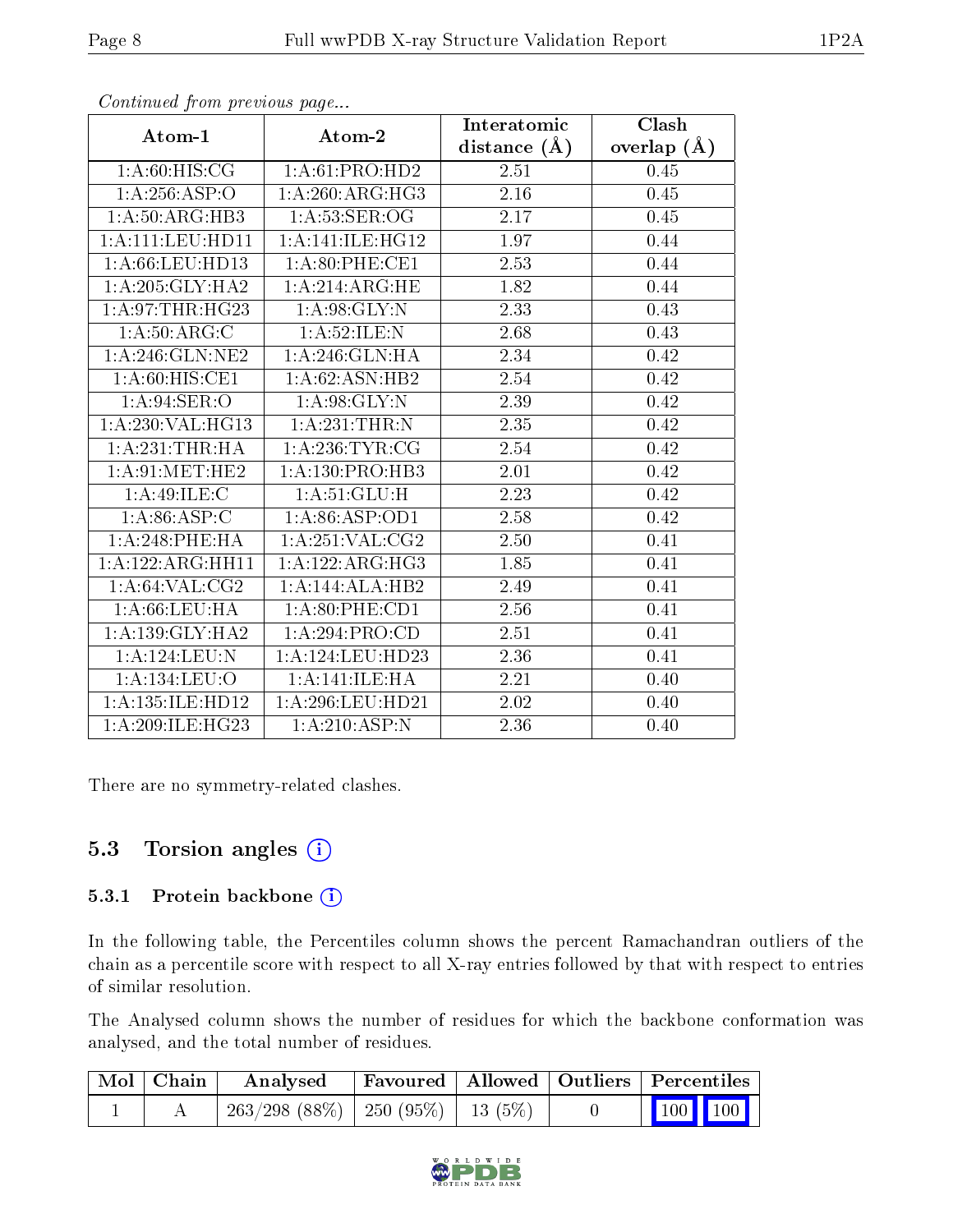*Continued from previous page...*

| Atom-1 | Atom-2 | Interatomic distance (Å) | Clash overlap (Å) |
|---|---|---|---|
| 1:A:60:HIS:CG | 1:A:61:PRO:HD2 | 2.51 | 0.45 |
| 1:A:256:ASP:O | 1:A:260:ARG:HG3 | 2.16 | 0.45 |
| 1:A:50:ARG:HB3 | 1:A:53:SER:OG | 2.17 | 0.45 |
| 1:A:111:LEU:HD11 | 1:A:141:ILE:HG12 | 1.97 | 0.44 |
| 1:A:66:LEU:HD13 | 1:A:80:PHE:CE1 | 2.53 | 0.44 |
| 1:A:205:GLY:HA2 | 1:A:214:ARG:HE | 1.82 | 0.44 |
| 1:A:97:THR:HG23 | 1:A:98:GLY:N | 2.33 | 0.43 |
| 1:A:50:ARG:C | 1:A:52:ILE:N | 2.68 | 0.43 |
| 1:A:246:GLN:NE2 | 1:A:246:GLN:HA | 2.34 | 0.42 |
| 1:A:60:HIS:CE1 | 1:A:62:ASN:HB2 | 2.54 | 0.42 |
| 1:A:94:SER:O | 1:A:98:GLY:N | 2.39 | 0.42 |
| 1:A:230:VAL:HG13 | 1:A:231:THR:N | 2.35 | 0.42 |
| 1:A:231:THR:HA | 1:A:236:TYR:CG | 2.54 | 0.42 |
| 1:A:91:MET:HE2 | 1:A:130:PRO:HB3 | 2.01 | 0.42 |
| 1:A:49:ILE:C | 1:A:51:GLU:H | 2.23 | 0.42 |
| 1:A:86:ASP:C | 1:A:86:ASP:OD1 | 2.58 | 0.42 |
| 1:A:248:PHE:HA | 1:A:251:VAL:CG2 | 2.50 | 0.41 |
| 1:A:122:ARG:HH11 | 1:A:122:ARG:HG3 | 1.85 | 0.41 |
| 1:A:64:VAL:CG2 | 1:A:144:ALA:HB2 | 2.49 | 0.41 |
| 1:A:66:LEU:HA | 1:A:80:PHE:CD1 | 2.56 | 0.41 |
| 1:A:139:GLY:HA2 | 1:A:294:PRO:CD | 2.51 | 0.41 |
| 1:A:124:LEU:N | 1:A:124:LEU:HD23 | 2.36 | 0.41 |
| 1:A:134:LEU:O | 1:A:141:ILE:HA | 2.21 | 0.40 |
| 1:A:135:ILE:HD12 | 1:A:296:LEU:HD21 | 2.02 | 0.40 |
| 1:A:209:ILE:HG23 | 1:A:210:ASP:N | 2.36 | 0.40 |

There are no symmetry-related clashes.

## 5.3 Torsion angles

### 5.3.1 Protein backbone

In the following table, the Percentiles column shows the percent Ramachandran outliers of the chain as a percentile score with respect to all X-ray entries followed by that with respect to entries of similar resolution.

The Analysed column shows the number of residues for which the backbone conformation was analysed, and the total number of residues.

| Mol | Chain | Analysed | Favoured | Allowed | Outliers | Percentiles | |
|---|---|---|---|---|---|---|---|
| 1 | A | 263/298 (88%) | 250 (95%) | 13 (5%) | 0 | 100 | 100 |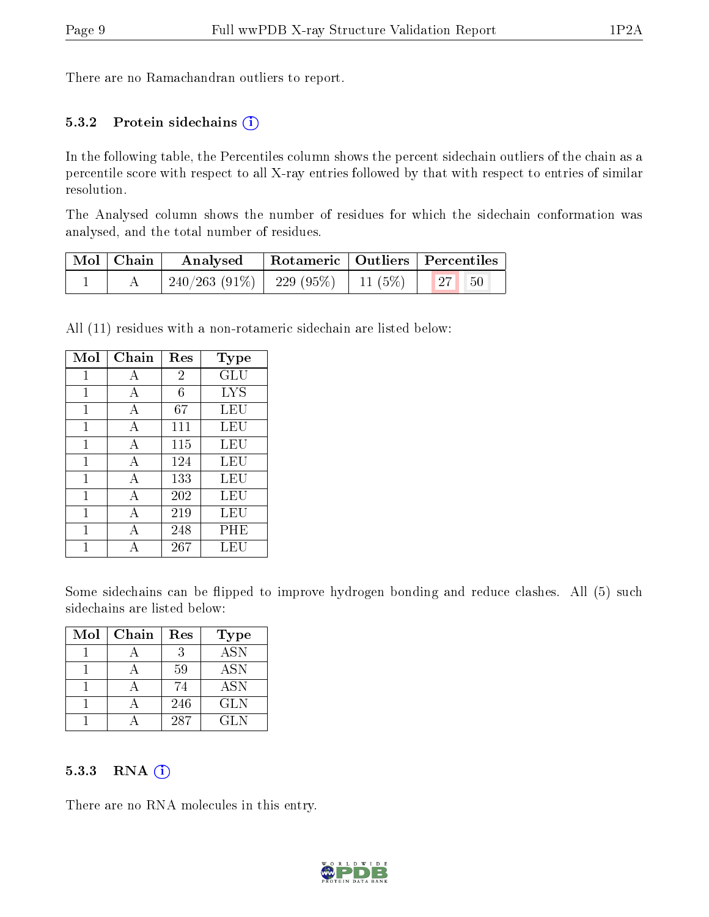There are no Ramachandran outliers to report.

### 5.3.2 Protein sidechains (i)

In the following table, the Percentiles column shows the percent sidechain outliers of the chain as a percentile score with respect to all X-ray entries followed by that with respect to entries of similar resolution.

The Analysed column shows the number of residues for which the sidechain conformation was analysed, and the total number of residues.

| Mol | Chain | Analysed | Rotameric | Outliers | Percentiles |
|---|---|---|---|---|---|
| 1 | A | 240/263 (91%) | 229 (95%) | 11 (5%) | 27 50 |

All (11) residues with a non-rotameric sidechain are listed below:

| Mol | Chain | Res | Type |
|---|---|---|---|
| 1 | A | 2 | GLU |
| 1 | A | 6 | LYS |
| 1 | A | 67 | LEU |
| 1 | A | 111 | LEU |
| 1 | A | 115 | LEU |
| 1 | A | 124 | LEU |
| 1 | A | 133 | LEU |
| 1 | A | 202 | LEU |
| 1 | A | 219 | LEU |
| 1 | A | 248 | PHE |
| 1 | A | 267 | LEU |

Some sidechains can be flipped to improve hydrogen bonding and reduce clashes. All (5) such sidechains are listed below:

| Mol | Chain | Res | Type |
|---|---|---|---|
| 1 | A | 3 | ASN |
| 1 | A | 59 | ASN |
| 1 | A | 74 | ASN |
| 1 | A | 246 | GLN |
| 1 | A | 287 | GLN |

### 5.3.3 RNA (i)

There are no RNA molecules in this entry.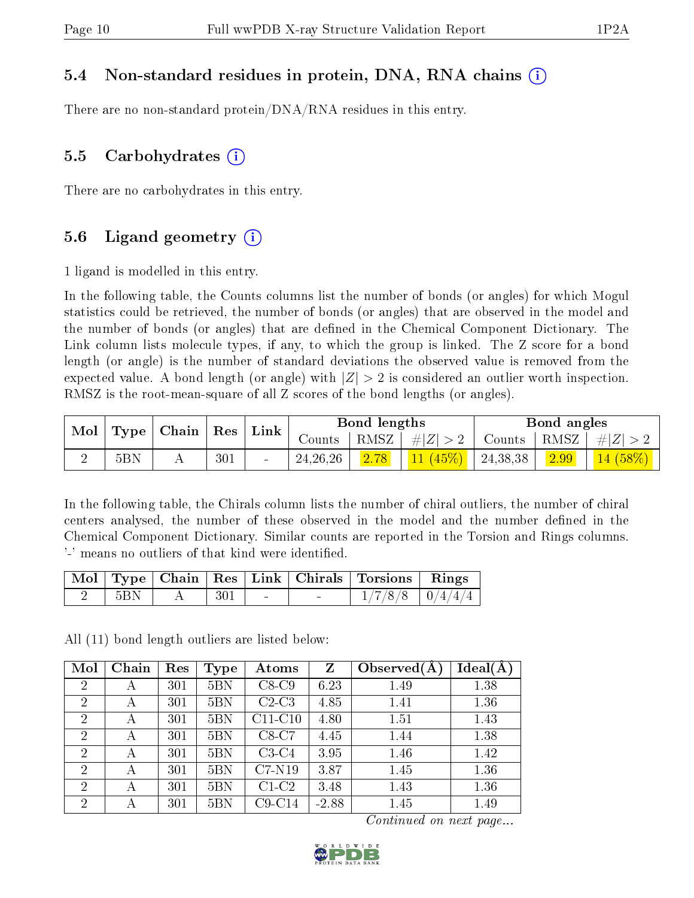### 5.4 Non-standard residues in protein, DNA, RNA chains (i)

There are no non-standard protein/DNA/RNA residues in this entry.

### 5.5 Carbohydrates (i)

There are no carbohydrates in this entry.

### 5.6 Ligand geometry (i)

1 ligand is modelled in this entry.

In the following table, the Counts columns list the number of bonds (or angles) for which Mogul statistics could be retrieved, the number of bonds (or angles) that are observed in the model and the number of bonds (or angles) that are defined in the Chemical Component Dictionary. The Link column lists molecule types, if any, to which the group is linked. The Z score for a bond length (or angle) is the number of standard deviations the observed value is removed from the expected value. A bond length (or angle) with $|Z| > 2$ is considered an outlier worth inspection. RMSZ is the root-mean-square of all Z scores of the bond lengths (or angles).

| Mol | Type | Chain | Res | Link | Bond lengths | | | Bond angles | | |
|---|---|---|---|---|---|---|---|---|---|---|
| | | | | | Counts | RMSZ | #$\|Z\| > 2$ | Counts | RMSZ | #$\|Z\| > 2$ |
| 2 | 5BN | A | 301 | - | 24,26,26 | 2.78 | 11 (45%) | 24,38,38 | 2.99 | 14 (58%) |

In the following table, the Chirals column lists the number of chiral outliers, the number of chiral centers analysed, the number of these observed in the model and the number defined in the Chemical Component Dictionary. Similar counts are reported in the Torsion and Rings columns. '-' means no outliers of that kind were identified.

| Mol | Type | Chain | Res | Link | Chirals | Torsions | Rings |
|---|---|---|---|---|---|---|---|
| 2 | 5BN | A | 301 | - | - | 1/7/8/8 | 0/4/4/4 |

All (11) bond length outliers are listed below:

| Mol | Chain | Res | Type | Atoms | Z | Observed(Å) | Ideal(Å) |
|---|---|---|---|---|---|---|---|
| 2 | A | 301 | 5BN | C8-C9 | 6.23 | 1.49 | 1.38 |
| 2 | A | 301 | 5BN | C2-C3 | 4.85 | 1.41 | 1.36 |
| 2 | A | 301 | 5BN | C11-C10 | 4.80 | 1.51 | 1.43 |
| 2 | A | 301 | 5BN | C8-C7 | 4.45 | 1.44 | 1.38 |
| 2 | A | 301 | 5BN | C3-C4 | 3.95 | 1.46 | 1.42 |
| 2 | A | 301 | 5BN | C7-N19 | 3.87 | 1.45 | 1.36 |
| 2 | A | 301 | 5BN | C1-C2 | 3.48 | 1.43 | 1.36 |
| 2 | A | 301 | 5BN | C9-C14 | -2.88 | 1.45 | 1.49 |

*Continued on next page...*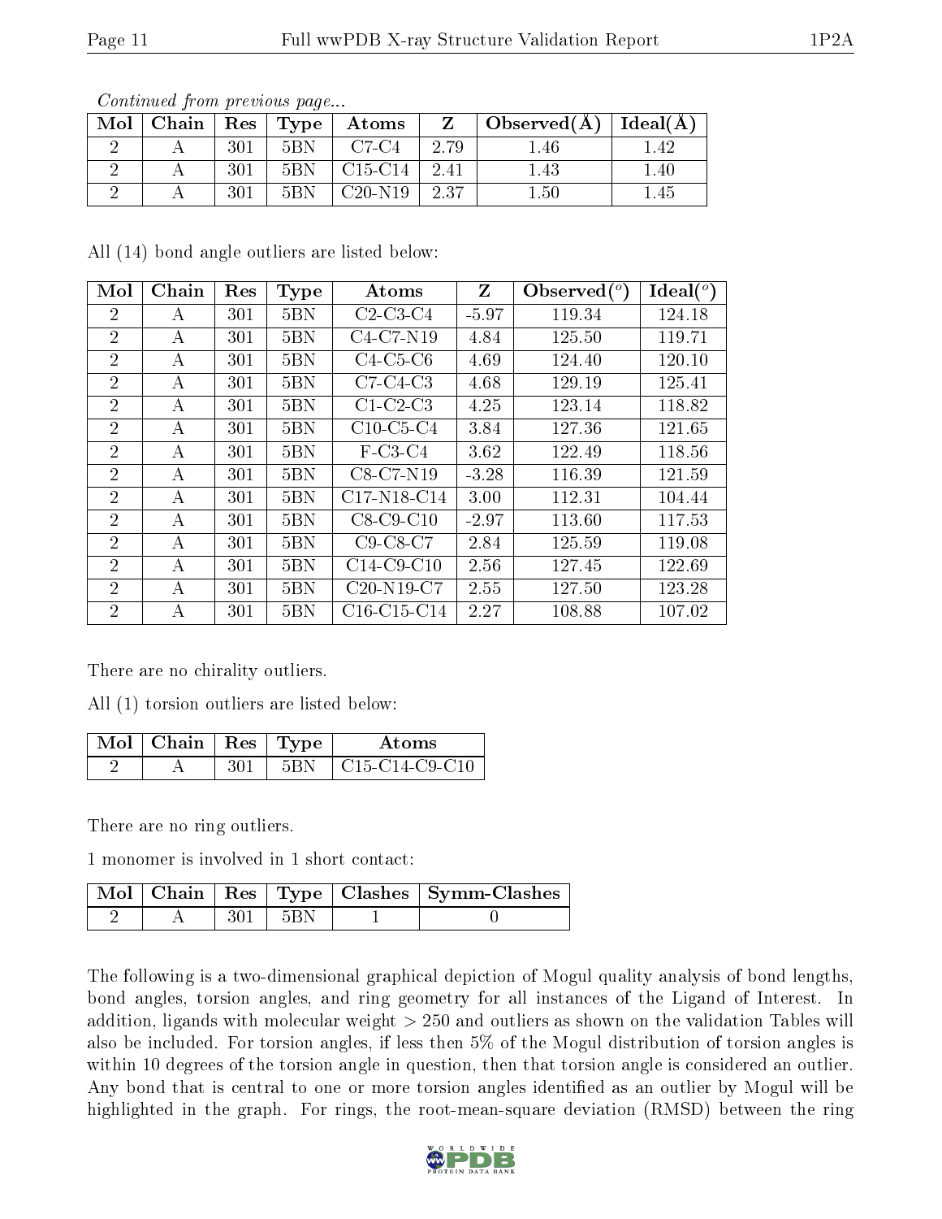*Continued from previous page...*

| Mol | Chain | Res | Type | Atoms | Z | Observed(Å) | Ideal(Å) |
|---|---|---|---|---|---|---|---|
| 2 | A | 301 | 5BN | C7-C4 | 2.79 | 1.46 | 1.42 |
| 2 | A | 301 | 5BN | C15-C14 | 2.41 | 1.43 | 1.40 |
| 2 | A | 301 | 5BN | C20-N19 | 2.37 | 1.50 | 1.45 |

All (14) bond angle outliers are listed below:

| Mol | Chain | Res | Type | Atoms | Z | Observed(°) | Ideal(°) |
|---|---|---|---|---|---|---|---|
| 2 | A | 301 | 5BN | C2-C3-C4 | -5.97 | 119.34 | 124.18 |
| 2 | A | 301 | 5BN | C4-C7-N19 | 4.84 | 125.50 | 119.71 |
| 2 | A | 301 | 5BN | C4-C5-C6 | 4.69 | 124.40 | 120.10 |
| 2 | A | 301 | 5BN | C7-C4-C3 | 4.68 | 129.19 | 125.41 |
| 2 | A | 301 | 5BN | C1-C2-C3 | 4.25 | 123.14 | 118.82 |
| 2 | A | 301 | 5BN | C10-C5-C4 | 3.84 | 127.36 | 121.65 |
| 2 | A | 301 | 5BN | F-C3-C4 | 3.62 | 122.49 | 118.56 |
| 2 | A | 301 | 5BN | C8-C7-N19 | -3.28 | 116.39 | 121.59 |
| 2 | A | 301 | 5BN | C17-N18-C14 | 3.00 | 112.31 | 104.44 |
| 2 | A | 301 | 5BN | C8-C9-C10 | -2.97 | 113.60 | 117.53 |
| 2 | A | 301 | 5BN | C9-C8-C7 | 2.84 | 125.59 | 119.08 |
| 2 | A | 301 | 5BN | C14-C9-C10 | 2.56 | 127.45 | 122.69 |
| 2 | A | 301 | 5BN | C20-N19-C7 | 2.55 | 127.50 | 123.28 |
| 2 | A | 301 | 5BN | C16-C15-C14 | 2.27 | 108.88 | 107.02 |

There are no chirality outliers.

All (1) torsion outliers are listed below:

| Mol | Chain | Res | Type | Atoms |
|---|---|---|---|---|
| 2 | A | 301 | 5BN | C15-C14-C9-C10 |

There are no ring outliers.

1 monomer is involved in 1 short contact:

| Mol | Chain | Res | Type | Clashes | Symm-Clashes |
|---|---|---|---|---|---|
| 2 | A | 301 | 5BN | 1 | 0 |

The following is a two-dimensional graphical depiction of Mogul quality analysis of bond lengths, bond angles, torsion angles, and ring geometry for all instances of the Ligand of Interest. In addition, ligands with molecular weight > 250 and outliers as shown on the validation Tables will also be included. For torsion angles, if less then 5% of the Mogul distribution of torsion angles is within 10 degrees of the torsion angle in question, then that torsion angle is considered an outlier. Any bond that is central to one or more torsion angles identified as an outlier by Mogul will be highlighted in the graph. For rings, the root-mean-square deviation (RMSD) between the ring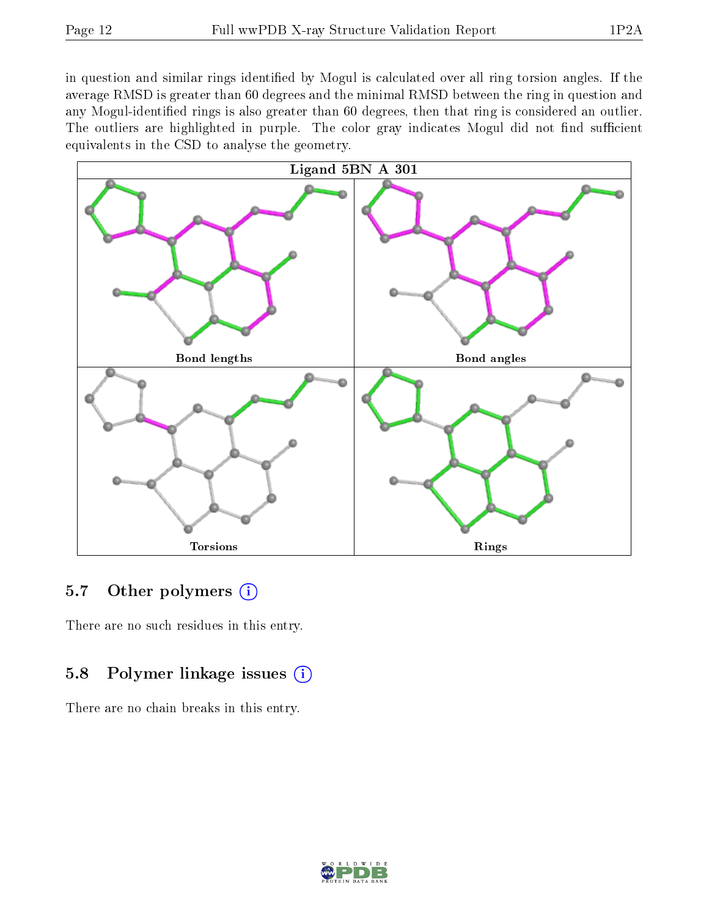in question and similar rings identified by Mogul is calculated over all ring torsion angles. If the average RMSD is greater than 60 degrees and the minimal RMSD between the ring in question and any Mogul-identified rings is also greater than 60 degrees, then that ring is considered an outlier. The outliers are highlighted in purple. The color gray indicates Mogul did not find sufficient equivalents in the CSD to analyse the geometry.

**Ligand 5BN A 301**

Bond lengths | Bond angles | Torsions | Rings

## 5.7 Other polymers

There are no such residues in this entry.

## 5.8 Polymer linkage issues

There are no chain breaks in this entry.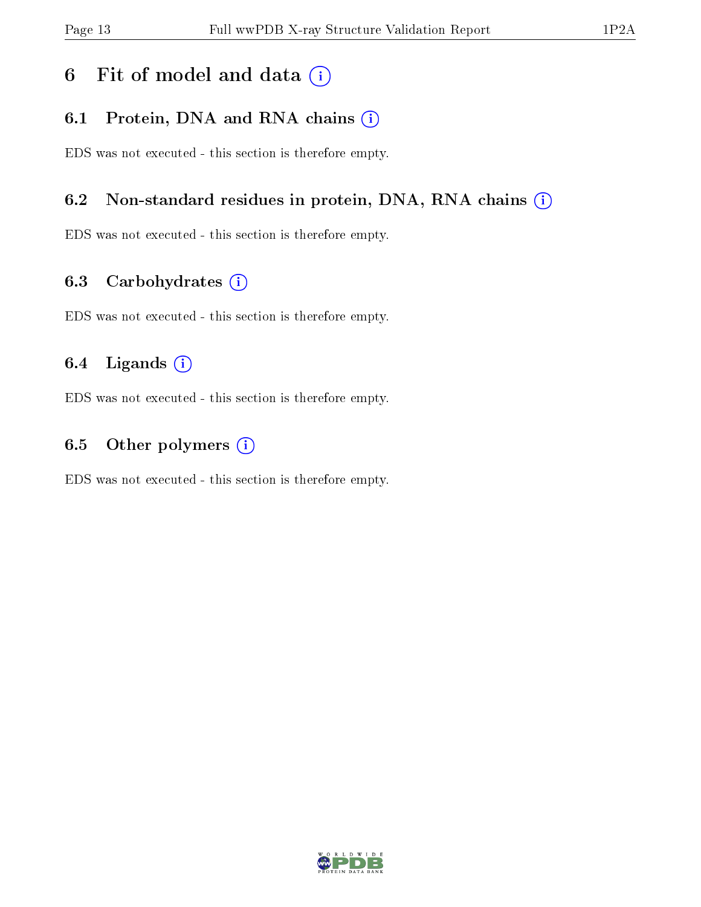# 6 Fit of model and data

## 6.1 Protein, DNA and RNA chains

EDS was not executed - this section is therefore empty.

## 6.2 Non-standard residues in protein, DNA, RNA chains

EDS was not executed - this section is therefore empty.

## 6.3 Carbohydrates

EDS was not executed - this section is therefore empty.

## 6.4 Ligands

EDS was not executed - this section is therefore empty.

## 6.5 Other polymers

EDS was not executed - this section is therefore empty.